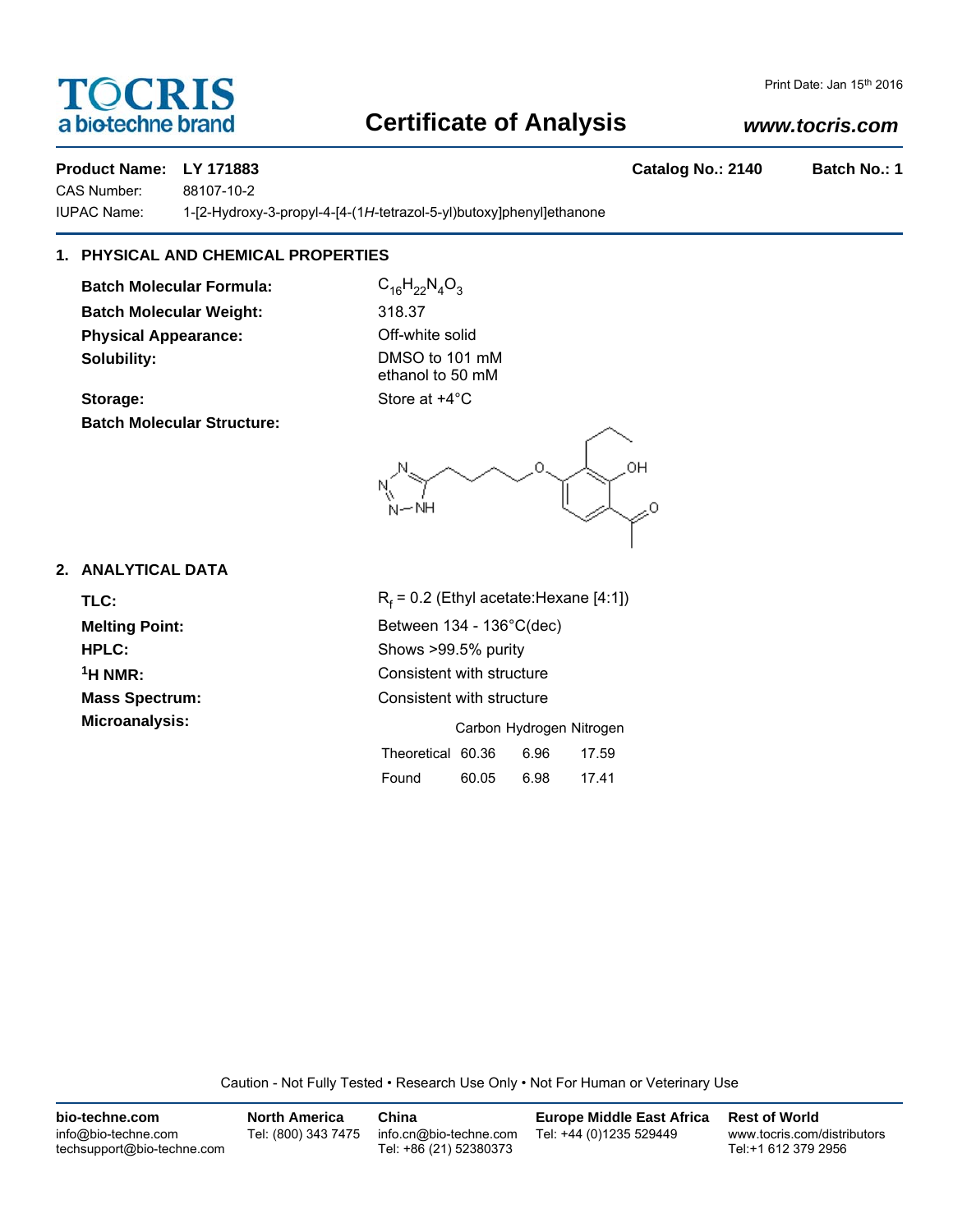TOCRIS
a biotechne brand

Print Date: Jan 15th 2016

# Certificate of Analysis

***www.tocris.com***

**Product Name: LY 171883** **Catalog No.: 2140** **Batch No.: 1**

CAS Number: 88107-10-2

IUPAC Name: 1-[2-Hydroxy-3-propyl-4-[4-(1*H*-tetrazol-5-yl)butoxy]phenyl]ethanone

## 1. PHYSICAL AND CHEMICAL PROPERTIES

**Batch Molecular Formula:** $C_{16}H_{22}N_4O_3$

**Batch Molecular Weight:** 318.37

**Physical Appearance:** Off-white solid

**Solubility:** DMSO to 101 mM
ethanol to 50 mM

**Storage:** Store at +4°C

**Batch Molecular Structure:**

## 2. ANALYTICAL DATA

**TLC:** $R_f$ = 0.2 (Ethyl acetate:Hexane [4:1])

**Melting Point:** Between 134 - 136°C(dec)

**HPLC:** Shows >99.5% purity

**$^1$H NMR:** Consistent with structure

**Mass Spectrum:** Consistent with structure

**Microanalysis:**

| | Carbon | Hydrogen | Nitrogen |
|---|---|---|---|
| Theoretical | 60.36 | 6.96 | 17.59 |
| Found | 60.05 | 6.98 | 17.41 |

Caution - Not Fully Tested • Research Use Only • Not For Human or Veterinary Use

**bio-techne.com**
info@bio-techne.com
techsupport@bio-techne.com

**North America**
Tel: (800) 343 7475

**China**
info.cn@bio-techne.com
Tel: +86 (21) 52380373

**Europe Middle East Africa**
Tel: +44 (0)1235 529449

**Rest of World**
www.tocris.com/distributors
Tel:+1 612 379 2956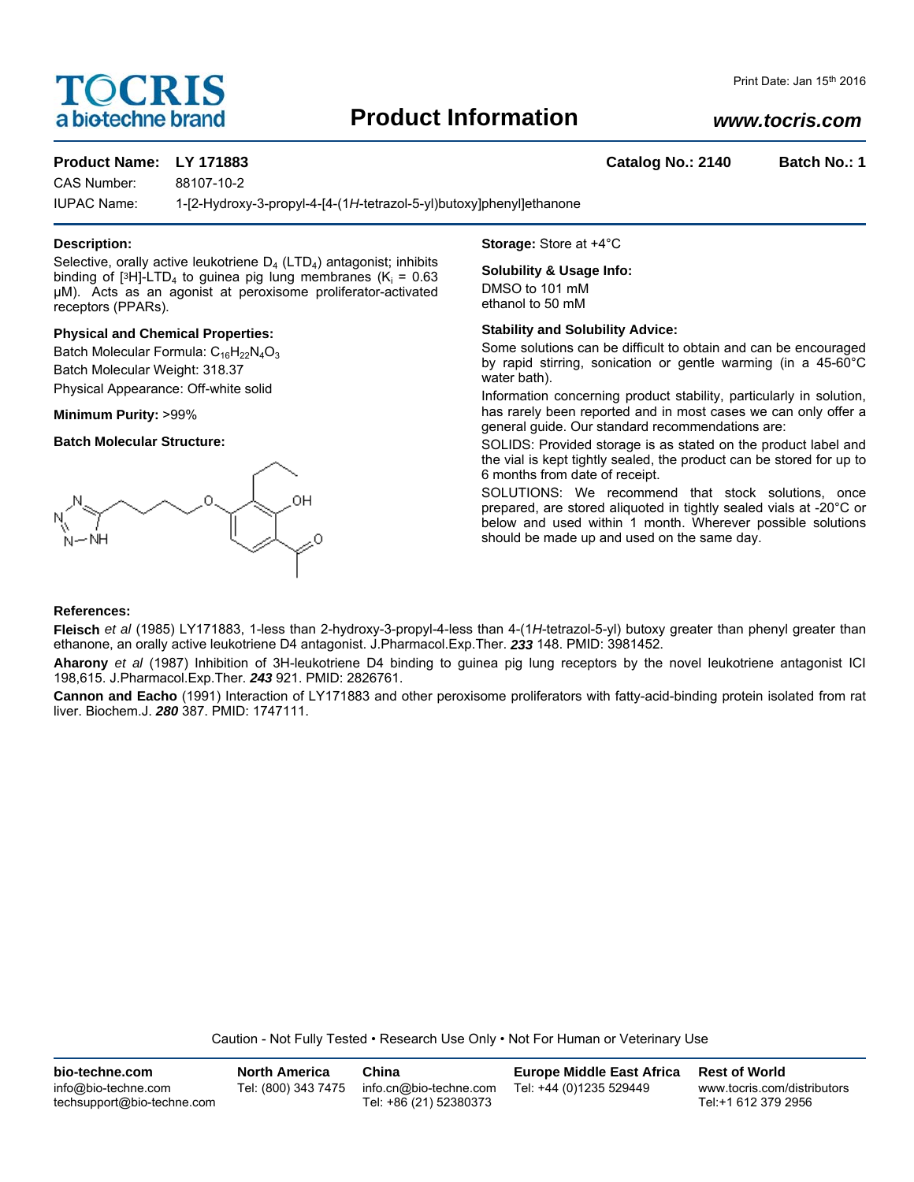# TOCRIS
a biotechne brand

Print Date: Jan 15th 2016

## Product Information

*www.tocris.com*

**Product Name: LY 171883** **Catalog No.: 2140** **Batch No.: 1**

CAS Number: 88107-10-2

IUPAC Name: 1-[2-Hydroxy-3-propyl-4-[4-(1*H*-tetrazol-5-yl)butoxy]phenyl]ethanone

### Description:

Selective, orally active leukotriene $D_4$ ($LTD_4$) antagonist; inhibits binding of [$^3$H]-$LTD_4$ to guinea pig lung membranes ($K_i$ = 0.63 μM). Acts as an agonist at peroxisome proliferator-activated receptors (PPARs).

### Physical and Chemical Properties:

Batch Molecular Formula: $C_{16}H_{22}N_4O_3$

Batch Molecular Weight: 318.37

Physical Appearance: Off-white solid

**Minimum Purity:** >99%

### Batch Molecular Structure:

### Storage: Store at +4°C

### Solubility & Usage Info:

DMSO to 101 mM

ethanol to 50 mM

### Stability and Solubility Advice:

Some solutions can be difficult to obtain and can be encouraged by rapid stirring, sonication or gentle warming (in a 45-60°C water bath).

Information concerning product stability, particularly in solution, has rarely been reported and in most cases we can only offer a general guide. Our standard recommendations are:

SOLIDS: Provided storage is as stated on the product label and the vial is kept tightly sealed, the product can be stored for up to 6 months from date of receipt.

SOLUTIONS: We recommend that stock solutions, once prepared, are stored aliquoted in tightly sealed vials at -20°C or below and used within 1 month. Wherever possible solutions should be made up and used on the same day.

### References:

**Fleisch** *et al* (1985) LY171883, 1-less than 2-hydroxy-3-propyl-4-less than 4-(1*H*-tetrazol-5-yl) butoxy greater than phenyl greater than ethanone, an orally active leukotriene D4 antagonist. J.Pharmacol.Exp.Ther. ***233*** 148. PMID: 3981452.

**Aharony** *et al* (1987) Inhibition of 3H-leukotriene D4 binding to guinea pig lung receptors by the novel leukotriene antagonist ICI 198,615. J.Pharmacol.Exp.Ther. ***243*** 921. PMID: 2826761.

**Cannon and Eacho** (1991) Interaction of LY171883 and other peroxisome proliferators with fatty-acid-binding protein isolated from rat liver. Biochem.J. ***280*** 387. PMID: 1747111.

Caution - Not Fully Tested • Research Use Only • Not For Human or Veterinary Use

| **bio-techne.com** | **North America** | **China** | **Europe Middle East Africa** | **Rest of World** |
|---|---|---|---|---|
| info@bio-techne.com<br>techsupport@bio-techne.com | Tel: (800) 343 7475 | info.cn@bio-techne.com<br>Tel: +86 (21) 52380373 | Tel: +44 (0)1235 529449 | www.tocris.com/distributors<br>Tel:+1 612 379 2956 |